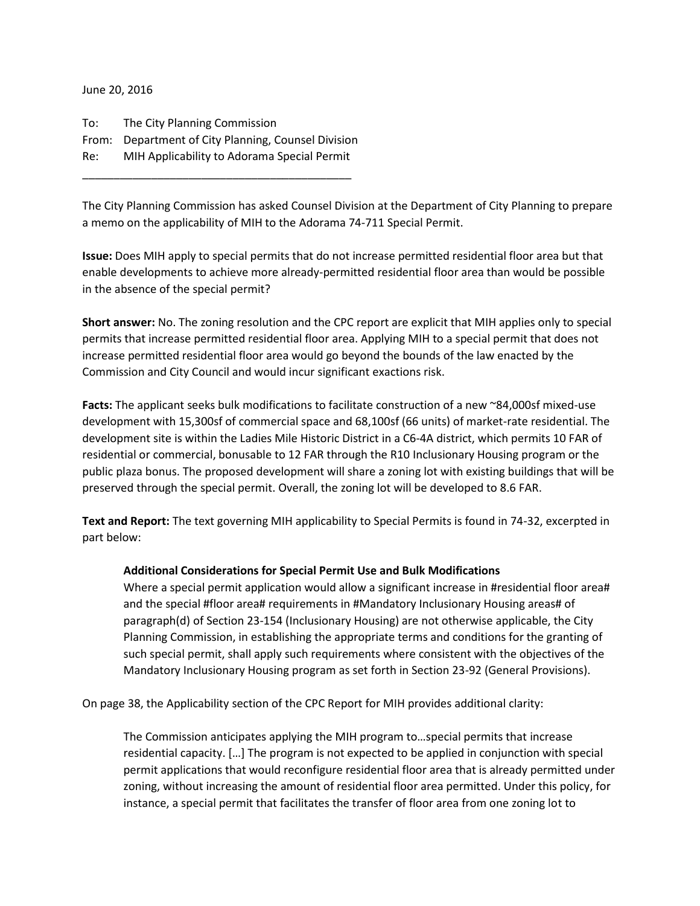June 20, 2016

To: The City Planning Commission  
From: Department of City Planning, Counsel Division  
Re: MIH Applicability to Adorama Special Permit

---

The City Planning Commission has asked Counsel Division at the Department of City Planning to prepare a memo on the applicability of MIH to the Adorama 74-711 Special Permit.

**Issue:** Does MIH apply to special permits that do not increase permitted residential floor area but that enable developments to achieve more already-permitted residential floor area than would be possible in the absence of the special permit?

**Short answer:** No. The zoning resolution and the CPC report are explicit that MIH applies only to special permits that increase permitted residential floor area. Applying MIH to a special permit that does not increase permitted residential floor area would go beyond the bounds of the law enacted by the Commission and City Council and would incur significant exactions risk.

**Facts:** The applicant seeks bulk modifications to facilitate construction of a new ~84,000sf mixed-use development with 15,300sf of commercial space and 68,100sf (66 units) of market-rate residential. The development site is within the Ladies Mile Historic District in a C6-4A district, which permits 10 FAR of residential or commercial, bonusable to 12 FAR through the R10 Inclusionary Housing program or the public plaza bonus. The proposed development will share a zoning lot with existing buildings that will be preserved through the special permit. Overall, the zoning lot will be developed to 8.6 FAR.

**Text and Report:** The text governing MIH applicability to Special Permits is found in 74-32, excerpted in part below:

> **Additional Considerations for Special Permit Use and Bulk Modifications**
> Where a special permit application would allow a significant increase in #residential floor area# and the special #floor area# requirements in #Mandatory Inclusionary Housing areas# of paragraph(d) of Section 23-154 (Inclusionary Housing) are not otherwise applicable, the City Planning Commission, in establishing the appropriate terms and conditions for the granting of such special permit, shall apply such requirements where consistent with the objectives of the Mandatory Inclusionary Housing program as set forth in Section 23-92 (General Provisions).

On page 38, the Applicability section of the CPC Report for MIH provides additional clarity:

> The Commission anticipates applying the MIH program to…special permits that increase residential capacity. […] The program is not expected to be applied in conjunction with special permit applications that would reconfigure residential floor area that is already permitted under zoning, without increasing the amount of residential floor area permitted. Under this policy, for instance, a special permit that facilitates the transfer of floor area from one zoning lot to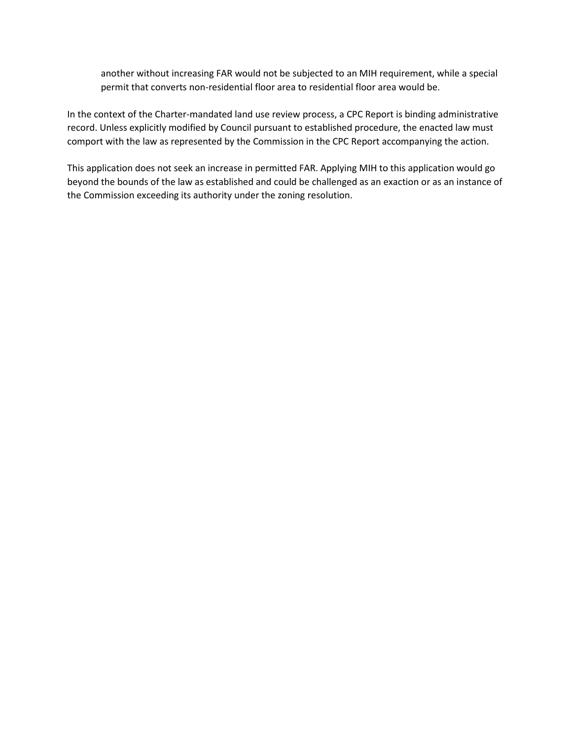> another without increasing FAR would not be subjected to an MIH requirement, while a special permit that converts non-residential floor area to residential floor area would be.

In the context of the Charter-mandated land use review process, a CPC Report is binding administrative record. Unless explicitly modified by Council pursuant to established procedure, the enacted law must comport with the law as represented by the Commission in the CPC Report accompanying the action.

This application does not seek an increase in permitted FAR. Applying MIH to this application would go beyond the bounds of the law as established and could be challenged as an exaction or as an instance of the Commission exceeding its authority under the zoning resolution.